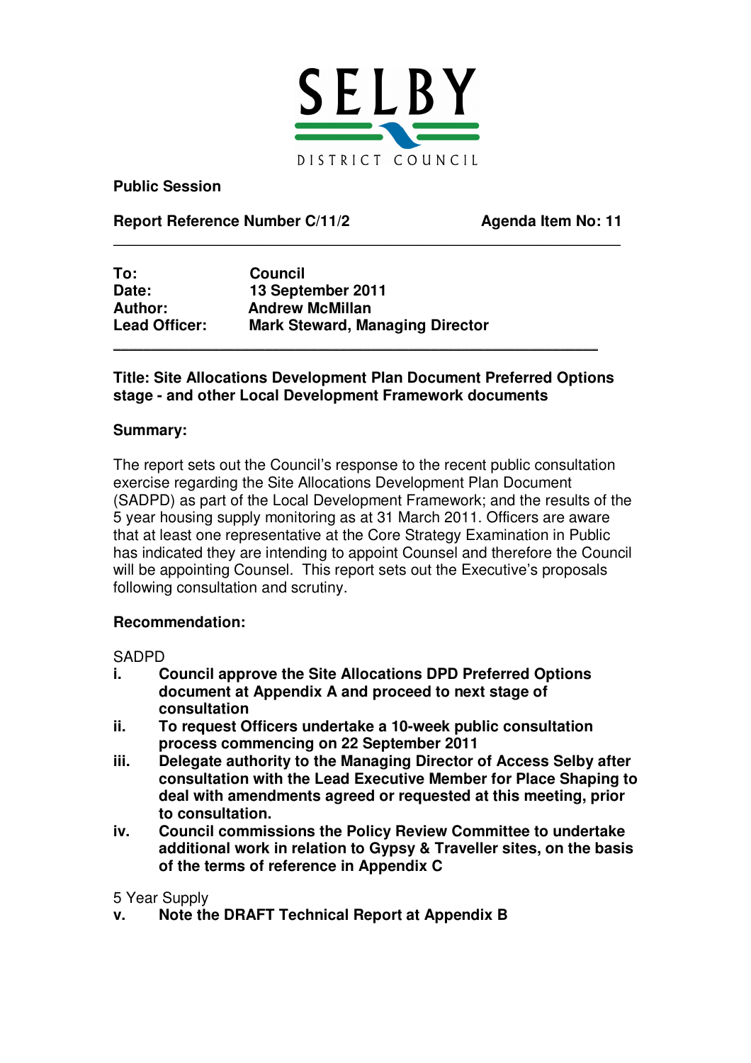SELBY

DISTRICT COUNCIL

**Public Session**

**Report Reference Number C/11/2** **Agenda Item No: 11**

---

| | |
|---|---|
| **To:** | **Council** |
| **Date:** | **13 September 2011** |
| **Author:** | **Andrew McMillan** |
| **Lead Officer:** | **Mark Steward, Managing Director** |

---

**Title: Site Allocations Development Plan Document Preferred Options stage - and other Local Development Framework documents**

**Summary:**

The report sets out the Council's response to the recent public consultation exercise regarding the Site Allocations Development Plan Document (SADPD) as part of the Local Development Framework; and the results of the 5 year housing supply monitoring as at 31 March 2011. Officers are aware that at least one representative at the Core Strategy Examination in Public has indicated they are intending to appoint Counsel and therefore the Council will be appointing Counsel. This report sets out the Executive's proposals following consultation and scrutiny.

**Recommendation:**

SADPD

- **i. Council approve the Site Allocations DPD Preferred Options document at Appendix A and proceed to next stage of consultation**
- **ii. To request Officers undertake a 10-week public consultation process commencing on 22 September 2011**
- **iii. Delegate authority to the Managing Director of Access Selby after consultation with the Lead Executive Member for Place Shaping to deal with amendments agreed or requested at this meeting, prior to consultation.**
- **iv. Council commissions the Policy Review Committee to undertake additional work in relation to Gypsy & Traveller sites, on the basis of the terms of reference in Appendix C**

5 Year Supply

- **v. Note the DRAFT Technical Report at Appendix B**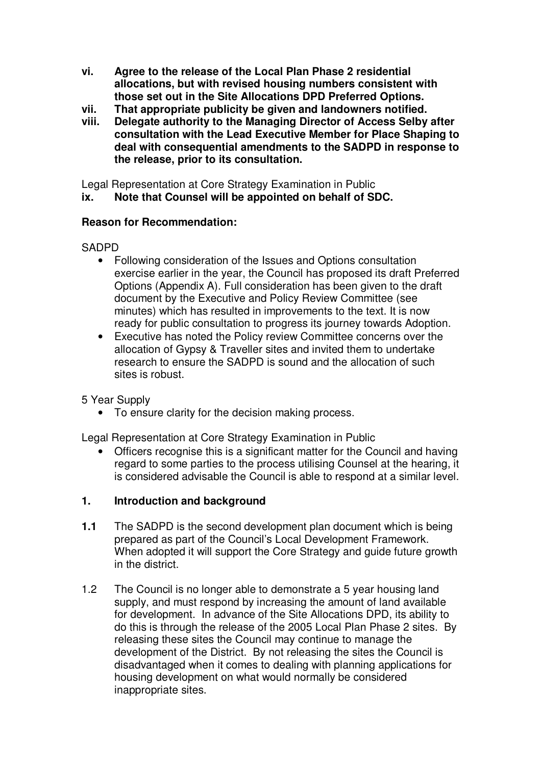**vi. Agree to the release of the Local Plan Phase 2 residential allocations, but with revised housing numbers consistent with those set out in the Site Allocations DPD Preferred Options.**

**vii. That appropriate publicity be given and landowners notified.**

**viii. Delegate authority to the Managing Director of Access Selby after consultation with the Lead Executive Member for Place Shaping to deal with consequential amendments to the SADPD in response to the release, prior to its consultation.**

Legal Representation at Core Strategy Examination in Public

**ix. Note that Counsel will be appointed on behalf of SDC.**

**Reason for Recommendation:**

SADPD

- Following consideration of the Issues and Options consultation exercise earlier in the year, the Council has proposed its draft Preferred Options (Appendix A). Full consideration has been given to the draft document by the Executive and Policy Review Committee (see minutes) which has resulted in improvements to the text. It is now ready for public consultation to progress its journey towards Adoption.
- Executive has noted the Policy review Committee concerns over the allocation of Gypsy & Traveller sites and invited them to undertake research to ensure the SADPD is sound and the allocation of such sites is robust.

5 Year Supply

- To ensure clarity for the decision making process.

Legal Representation at Core Strategy Examination in Public

- Officers recognise this is a significant matter for the Council and having regard to some parties to the process utilising Counsel at the hearing, it is considered advisable the Council is able to respond at a similar level.

## 1. Introduction and background

**1.1** The SADPD is the second development plan document which is being prepared as part of the Council's Local Development Framework. When adopted it will support the Core Strategy and guide future growth in the district.

1.2 The Council is no longer able to demonstrate a 5 year housing land supply, and must respond by increasing the amount of land available for development. In advance of the Site Allocations DPD, its ability to do this is through the release of the 2005 Local Plan Phase 2 sites. By releasing these sites the Council may continue to manage the development of the District. By not releasing the sites the Council is disadvantaged when it comes to dealing with planning applications for housing development on what would normally be considered inappropriate sites.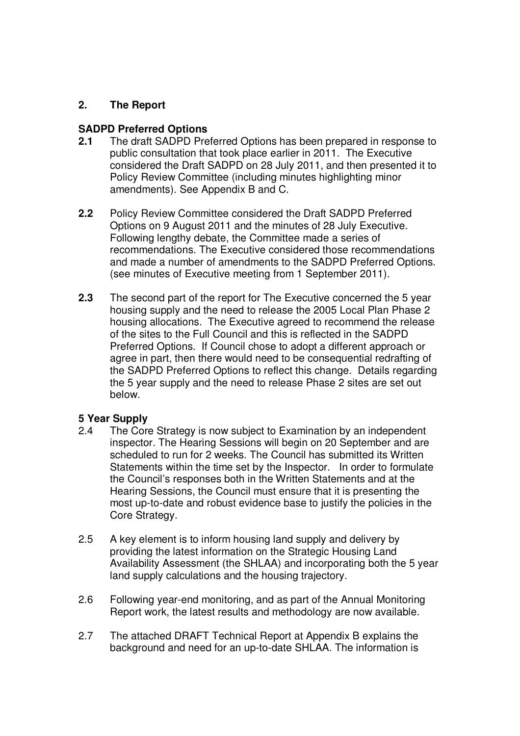## 2. The Report

### SADPD Preferred Options

**2.1** The draft SADPD Preferred Options has been prepared in response to public consultation that took place earlier in 2011. The Executive considered the Draft SADPD on 28 July 2011, and then presented it to Policy Review Committee (including minutes highlighting minor amendments). See Appendix B and C.

**2.2** Policy Review Committee considered the Draft SADPD Preferred Options on 9 August 2011 and the minutes of 28 July Executive. Following lengthy debate, the Committee made a series of recommendations. The Executive considered those recommendations and made a number of amendments to the SADPD Preferred Options. (see minutes of Executive meeting from 1 September 2011).

**2.3** The second part of the report for The Executive concerned the 5 year housing supply and the need to release the 2005 Local Plan Phase 2 housing allocations. The Executive agreed to recommend the release of the sites to the Full Council and this is reflected in the SADPD Preferred Options. If Council chose to adopt a different approach or agree in part, then there would need to be consequential redrafting of the SADPD Preferred Options to reflect this change. Details regarding the 5 year supply and the need to release Phase 2 sites are set out below.

### 5 Year Supply

2.4 The Core Strategy is now subject to Examination by an independent inspector. The Hearing Sessions will begin on 20 September and are scheduled to run for 2 weeks. The Council has submitted its Written Statements within the time set by the Inspector. In order to formulate the Council's responses both in the Written Statements and at the Hearing Sessions, the Council must ensure that it is presenting the most up-to-date and robust evidence base to justify the policies in the Core Strategy.

2.5 A key element is to inform housing land supply and delivery by providing the latest information on the Strategic Housing Land Availability Assessment (the SHLAA) and incorporating both the 5 year land supply calculations and the housing trajectory.

2.6 Following year-end monitoring, and as part of the Annual Monitoring Report work, the latest results and methodology are now available.

2.7 The attached DRAFT Technical Report at Appendix B explains the background and need for an up-to-date SHLAA. The information is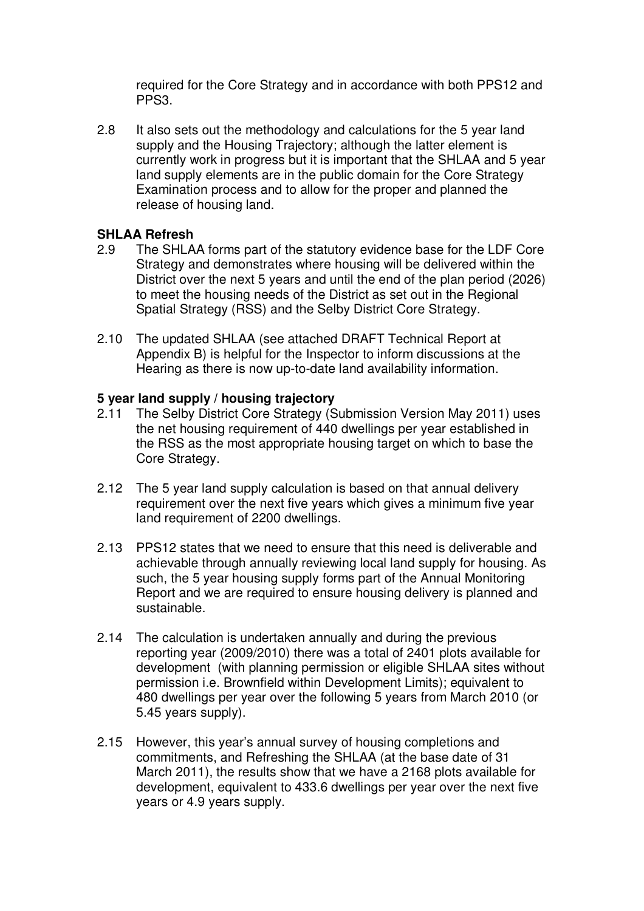required for the Core Strategy and in accordance with both PPS12 and PPS3.

2.8 It also sets out the methodology and calculations for the 5 year land supply and the Housing Trajectory; although the latter element is currently work in progress but it is important that the SHLAA and 5 year land supply elements are in the public domain for the Core Strategy Examination process and to allow for the proper and planned the release of housing land.

**SHLAA Refresh**

2.9 The SHLAA forms part of the statutory evidence base for the LDF Core Strategy and demonstrates where housing will be delivered within the District over the next 5 years and until the end of the plan period (2026) to meet the housing needs of the District as set out in the Regional Spatial Strategy (RSS) and the Selby District Core Strategy.

2.10 The updated SHLAA (see attached DRAFT Technical Report at Appendix B) is helpful for the Inspector to inform discussions at the Hearing as there is now up-to-date land availability information.

**5 year land supply / housing trajectory**

2.11 The Selby District Core Strategy (Submission Version May 2011) uses the net housing requirement of 440 dwellings per year established in the RSS as the most appropriate housing target on which to base the Core Strategy.

2.12 The 5 year land supply calculation is based on that annual delivery requirement over the next five years which gives a minimum five year land requirement of 2200 dwellings.

2.13 PPS12 states that we need to ensure that this need is deliverable and achievable through annually reviewing local land supply for housing. As such, the 5 year housing supply forms part of the Annual Monitoring Report and we are required to ensure housing delivery is planned and sustainable.

2.14 The calculation is undertaken annually and during the previous reporting year (2009/2010) there was a total of 2401 plots available for development (with planning permission or eligible SHLAA sites without permission i.e. Brownfield within Development Limits); equivalent to 480 dwellings per year over the following 5 years from March 2010 (or 5.45 years supply).

2.15 However, this year's annual survey of housing completions and commitments, and Refreshing the SHLAA (at the base date of 31 March 2011), the results show that we have a 2168 plots available for development, equivalent to 433.6 dwellings per year over the next five years or 4.9 years supply.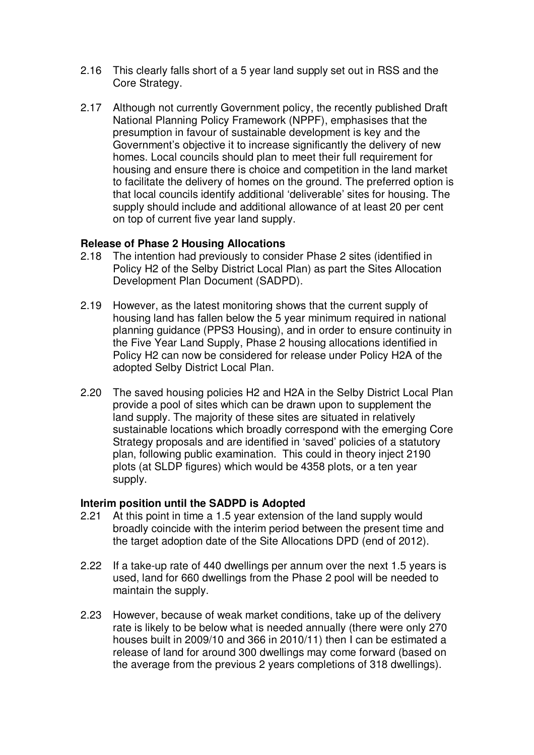2.16 This clearly falls short of a 5 year land supply set out in RSS and the Core Strategy.

2.17 Although not currently Government policy, the recently published Draft National Planning Policy Framework (NPPF), emphasises that the presumption in favour of sustainable development is key and the Government's objective it to increase significantly the delivery of new homes. Local councils should plan to meet their full requirement for housing and ensure there is choice and competition in the land market to facilitate the delivery of homes on the ground. The preferred option is that local councils identify additional 'deliverable' sites for housing. The supply should include and additional allowance of at least 20 per cent on top of current five year land supply.

**Release of Phase 2 Housing Allocations**

2.18 The intention had previously to consider Phase 2 sites (identified in Policy H2 of the Selby District Local Plan) as part the Sites Allocation Development Plan Document (SADPD).

2.19 However, as the latest monitoring shows that the current supply of housing land has fallen below the 5 year minimum required in national planning guidance (PPS3 Housing), and in order to ensure continuity in the Five Year Land Supply, Phase 2 housing allocations identified in Policy H2 can now be considered for release under Policy H2A of the adopted Selby District Local Plan.

2.20 The saved housing policies H2 and H2A in the Selby District Local Plan provide a pool of sites which can be drawn upon to supplement the land supply. The majority of these sites are situated in relatively sustainable locations which broadly correspond with the emerging Core Strategy proposals and are identified in 'saved' policies of a statutory plan, following public examination. This could in theory inject 2190 plots (at SLDP figures) which would be 4358 plots, or a ten year supply.

**Interim position until the SADPD is Adopted**

2.21 At this point in time a 1.5 year extension of the land supply would broadly coincide with the interim period between the present time and the target adoption date of the Site Allocations DPD (end of 2012).

2.22 If a take-up rate of 440 dwellings per annum over the next 1.5 years is used, land for 660 dwellings from the Phase 2 pool will be needed to maintain the supply.

2.23 However, because of weak market conditions, take up of the delivery rate is likely to be below what is needed annually (there were only 270 houses built in 2009/10 and 366 in 2010/11) then I can be estimated a release of land for around 300 dwellings may come forward (based on the average from the previous 2 years completions of 318 dwellings).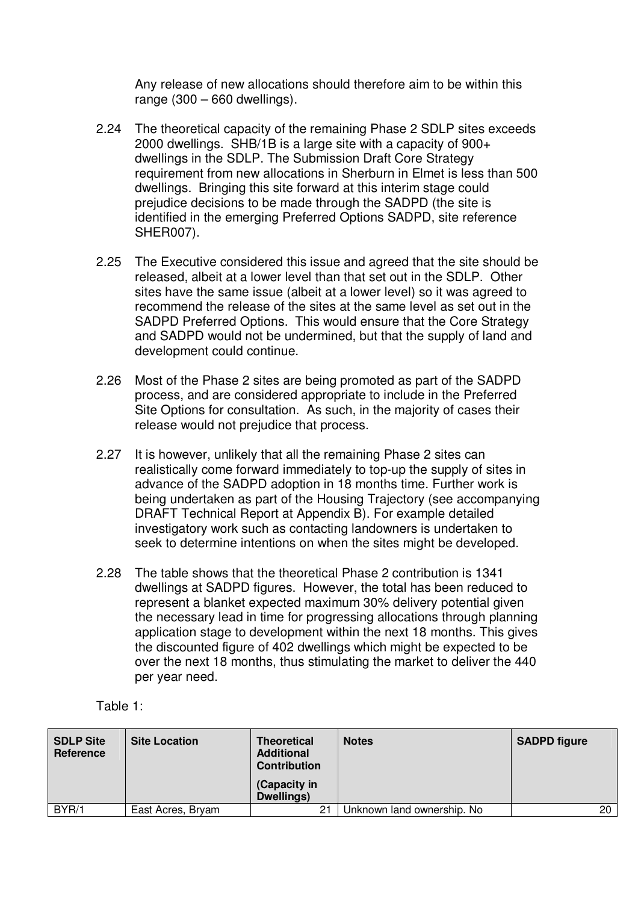Any release of new allocations should therefore aim to be within this range (300 – 660 dwellings).

2.24 The theoretical capacity of the remaining Phase 2 SDLP sites exceeds 2000 dwellings. SHB/1B is a large site with a capacity of 900+ dwellings in the SDLP. The Submission Draft Core Strategy requirement from new allocations in Sherburn in Elmet is less than 500 dwellings. Bringing this site forward at this interim stage could prejudice decisions to be made through the SADPD (the site is identified in the emerging Preferred Options SADPD, site reference SHER007).

2.25 The Executive considered this issue and agreed that the site should be released, albeit at a lower level than that set out in the SDLP. Other sites have the same issue (albeit at a lower level) so it was agreed to recommend the release of the sites at the same level as set out in the SADPD Preferred Options. This would ensure that the Core Strategy and SADPD would not be undermined, but that the supply of land and development could continue.

2.26 Most of the Phase 2 sites are being promoted as part of the SADPD process, and are considered appropriate to include in the Preferred Site Options for consultation. As such, in the majority of cases their release would not prejudice that process.

2.27 It is however, unlikely that all the remaining Phase 2 sites can realistically come forward immediately to top-up the supply of sites in advance of the SADPD adoption in 18 months time. Further work is being undertaken as part of the Housing Trajectory (see accompanying DRAFT Technical Report at Appendix B). For example detailed investigatory work such as contacting landowners is undertaken to seek to determine intentions on when the sites might be developed.

2.28 The table shows that the theoretical Phase 2 contribution is 1341 dwellings at SADPD figures. However, the total has been reduced to represent a blanket expected maximum 30% delivery potential given the necessary lead in time for progressing allocations through planning application stage to development within the next 18 months. This gives the discounted figure of 402 dwellings which might be expected to be over the next 18 months, thus stimulating the market to deliver the 440 per year need.

Table 1:

| SDLP Site Reference | Site Location | Theoretical Additional Contribution (Capacity in Dwellings) | Notes | SADPD figure |
|---|---|---|---|---|
| BYR/1 | East Acres, Bryam | 21 | Unknown land ownership. No | 20 |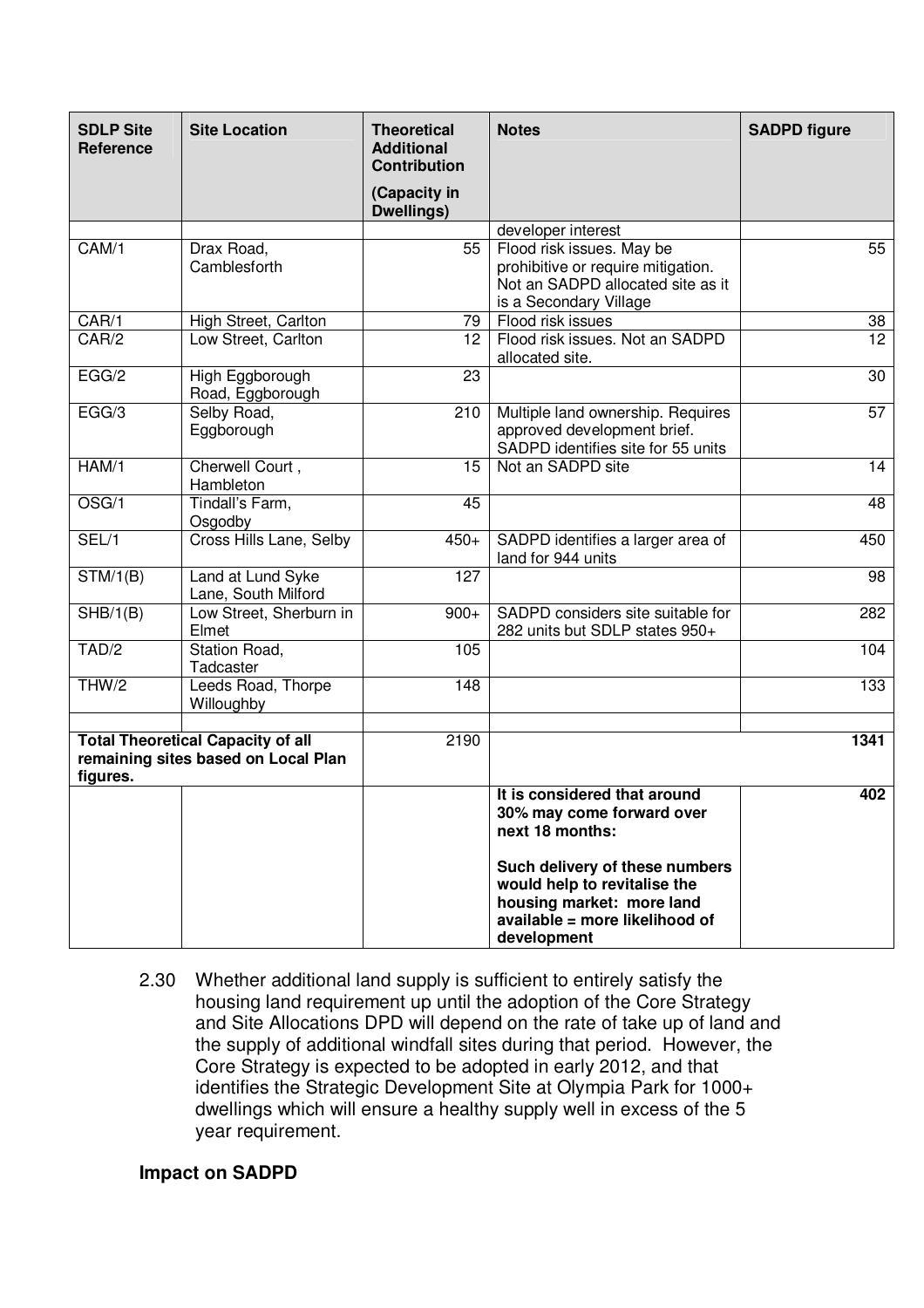| SDLP Site Reference | Site Location | Theoretical Additional Contribution (Capacity in Dwellings) | Notes | SADPD figure |
|---|---|---|---|---|
| | | | developer interest | |
| CAM/1 | Drax Road, Camblesforth | 55 | Flood risk issues. May be prohibitive or require mitigation. Not an SADPD allocated site as it is a Secondary Village | 55 |
| CAR/1 | High Street, Carlton | 79 | Flood risk issues | 38 |
| CAR/2 | Low Street, Carlton | 12 | Flood risk issues. Not an SADPD allocated site. | 12 |
| EGG/2 | High Eggborough Road, Eggborough | 23 | | 30 |
| EGG/3 | Selby Road, Eggborough | 210 | Multiple land ownership. Requires approved development brief. SADPD identifies site for 55 units | 57 |
| HAM/1 | Cherwell Court , Hambleton | 15 | Not an SADPD site | 14 |
| OSG/1 | Tindall's Farm, Osgodby | 45 | | 48 |
| SEL/1 | Cross Hills Lane, Selby | 450+ | SADPD identifies a larger area of land for 944 units | 450 |
| STM/1(B) | Land at Lund Syke Lane, South Milford | 127 | | 98 |
| SHB/1(B) | Low Street, Sherburn in Elmet | 900+ | SADPD considers site suitable for 282 units but SDLP states 950+ | 282 |
| TAD/2 | Station Road, Tadcaster | 105 | | 104 |
| THW/2 | Leeds Road, Thorpe Willoughby | 148 | | 133 |
| | | | | |
| **Total Theoretical Capacity of all remaining sites based on Local Plan figures.** | | 2190 | | **1341** |
| | | | **It is considered that around 30% may come forward over next 18 months:**<br><br>**Such delivery of these numbers would help to revitalise the housing market: more land available = more likelihood of development** | **402** |

2.30 Whether additional land supply is sufficient to entirely satisfy the housing land requirement up until the adoption of the Core Strategy and Site Allocations DPD will depend on the rate of take up of land and the supply of additional windfall sites during that period. However, the Core Strategy is expected to be adopted in early 2012, and that identifies the Strategic Development Site at Olympia Park for 1000+ dwellings which will ensure a healthy supply well in excess of the 5 year requirement.

**Impact on SADPD**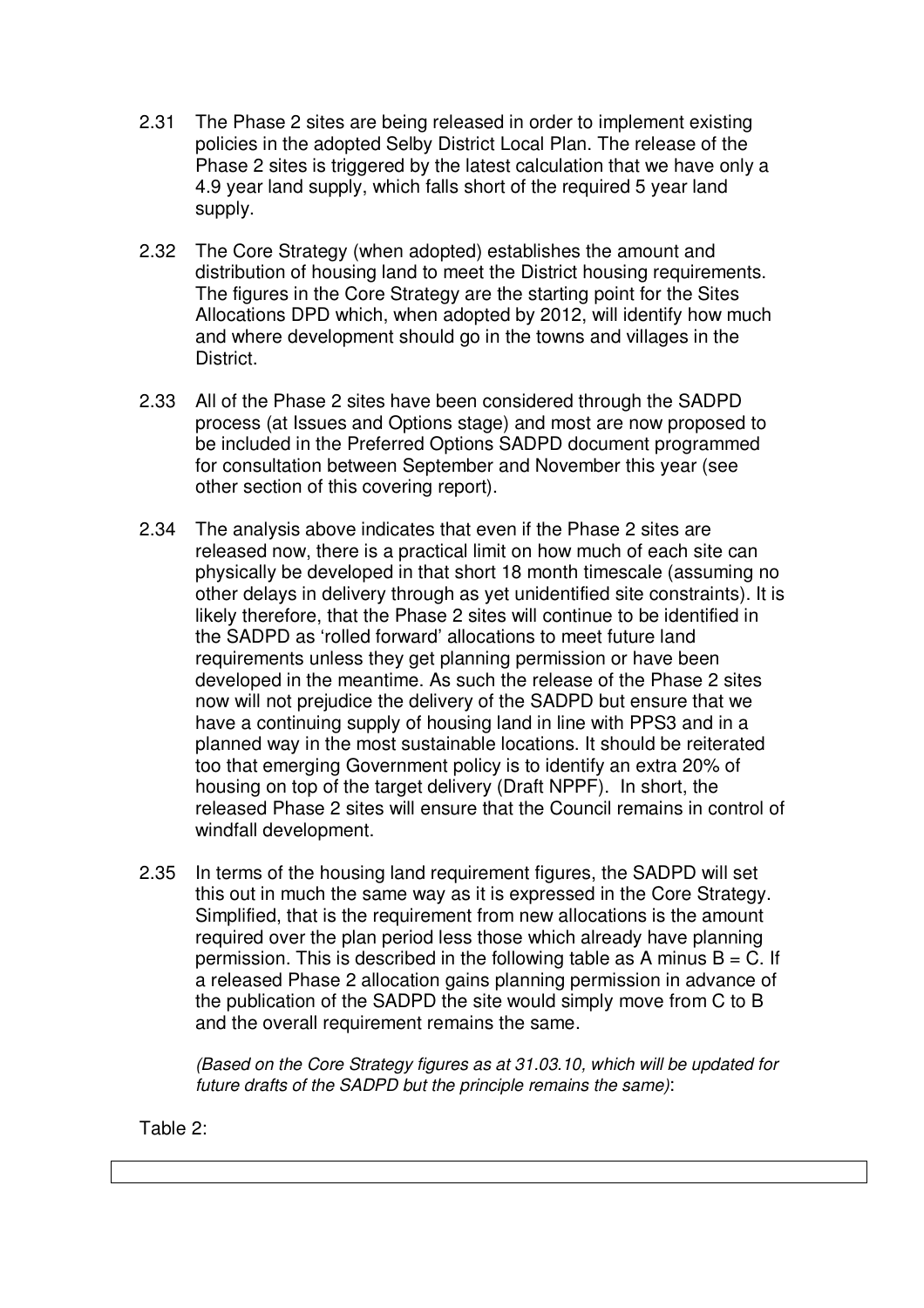2.31 The Phase 2 sites are being released in order to implement existing policies in the adopted Selby District Local Plan. The release of the Phase 2 sites is triggered by the latest calculation that we have only a 4.9 year land supply, which falls short of the required 5 year land supply.

2.32 The Core Strategy (when adopted) establishes the amount and distribution of housing land to meet the District housing requirements. The figures in the Core Strategy are the starting point for the Sites Allocations DPD which, when adopted by 2012, will identify how much and where development should go in the towns and villages in the District.

2.33 All of the Phase 2 sites have been considered through the SADPD process (at Issues and Options stage) and most are now proposed to be included in the Preferred Options SADPD document programmed for consultation between September and November this year (see other section of this covering report).

2.34 The analysis above indicates that even if the Phase 2 sites are released now, there is a practical limit on how much of each site can physically be developed in that short 18 month timescale (assuming no other delays in delivery through as yet unidentified site constraints). It is likely therefore, that the Phase 2 sites will continue to be identified in the SADPD as 'rolled forward' allocations to meet future land requirements unless they get planning permission or have been developed in the meantime. As such the release of the Phase 2 sites now will not prejudice the delivery of the SADPD but ensure that we have a continuing supply of housing land in line with PPS3 and in a planned way in the most sustainable locations. It should be reiterated too that emerging Government policy is to identify an extra 20% of housing on top of the target delivery (Draft NPPF). In short, the released Phase 2 sites will ensure that the Council remains in control of windfall development.

2.35 In terms of the housing land requirement figures, the SADPD will set this out in much the same way as it is expressed in the Core Strategy. Simplified, that is the requirement from new allocations is the amount required over the plan period less those which already have planning permission. This is described in the following table as A minus B = C. If a released Phase 2 allocation gains planning permission in advance of the publication of the SADPD the site would simply move from C to B and the overall requirement remains the same.

*(Based on the Core Strategy figures as at 31.03.10, which will be updated for future drafts of the SADPD but the principle remains the same)*:

Table 2: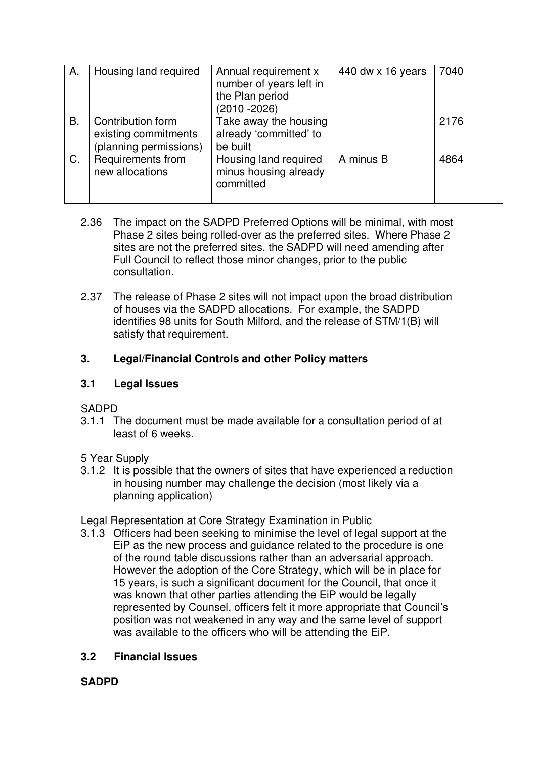| A. | Housing land required | Annual requirement x number of years left in the Plan period (2010 -2026) | 440 dw x 16 years | 7040 |
|---|---|---|---|---|
| B. | Contribution form existing commitments (planning permissions) | Take away the housing already 'committed' to be built | | 2176 |
| C. | Requirements from new allocations | Housing land required minus housing already committed | A minus B | 4864 |
| | | | | |

2.36 The impact on the SADPD Preferred Options will be minimal, with most Phase 2 sites being rolled-over as the preferred sites. Where Phase 2 sites are not the preferred sites, the SADPD will need amending after Full Council to reflect those minor changes, prior to the public consultation.

2.37 The release of Phase 2 sites will not impact upon the broad distribution of houses via the SADPD allocations. For example, the SADPD identifies 98 units for South Milford, and the release of STM/1(B) will satisfy that requirement.

## 3. Legal/Financial Controls and other Policy matters

### 3.1 Legal Issues

SADPD

3.1.1 The document must be made available for a consultation period of at least of 6 weeks.

5 Year Supply

3.1.2 It is possible that the owners of sites that have experienced a reduction in housing number may challenge the decision (most likely via a planning application)

Legal Representation at Core Strategy Examination in Public

3.1.3 Officers had been seeking to minimise the level of legal support at the EiP as the new process and guidance related to the procedure is one of the round table discussions rather than an adversarial approach. However the adoption of the Core Strategy, which will be in place for 15 years, is such a significant document for the Council, that once it was known that other parties attending the EiP would be legally represented by Counsel, officers felt it more appropriate that Council's position was not weakened in any way and the same level of support was available to the officers who will be attending the EiP.

### 3.2 Financial Issues

**SADPD**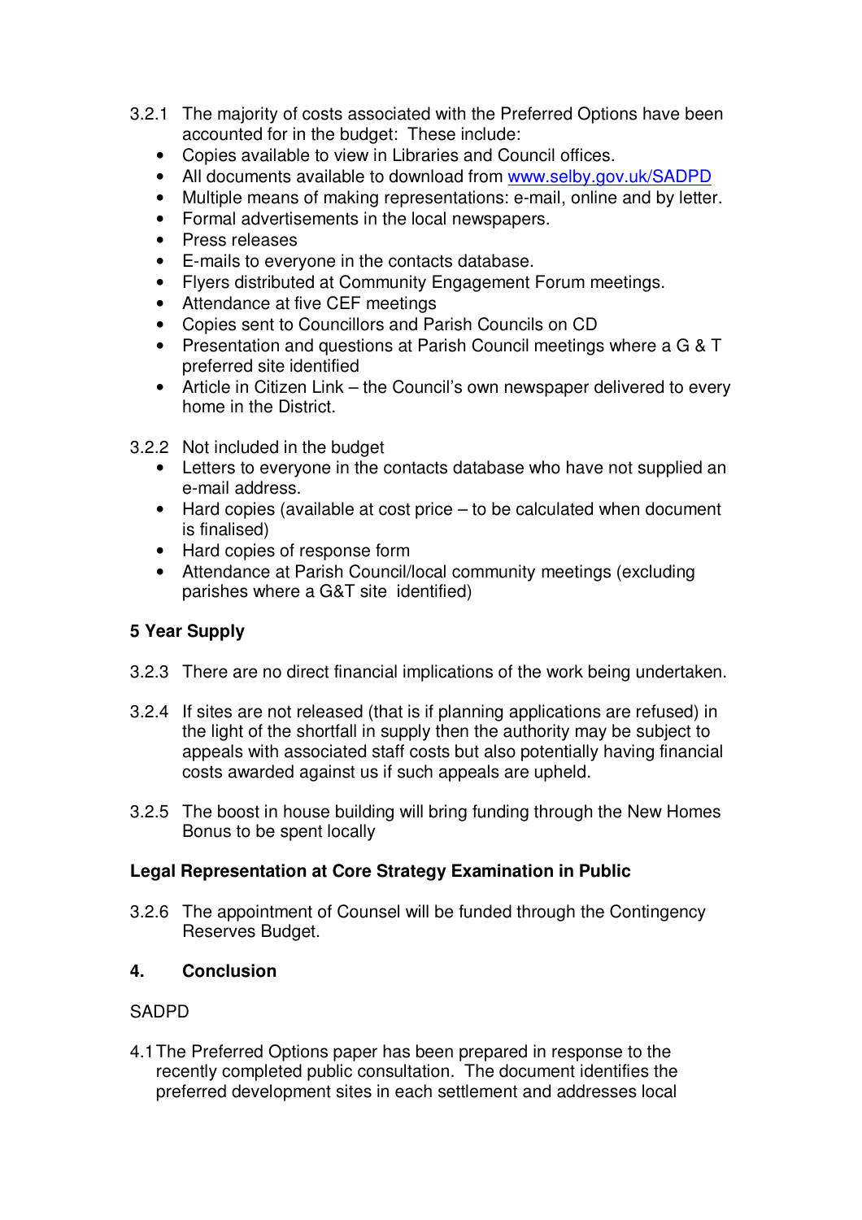3.2.1 The majority of costs associated with the Preferred Options have been accounted for in the budget: These include:

- Copies available to view in Libraries and Council offices.
- All documents available to download from www.selby.gov.uk/SADPD
- Multiple means of making representations: e-mail, online and by letter.
- Formal advertisements in the local newspapers.
- Press releases
- E-mails to everyone in the contacts database.
- Flyers distributed at Community Engagement Forum meetings.
- Attendance at five CEF meetings
- Copies sent to Councillors and Parish Councils on CD
- Presentation and questions at Parish Council meetings where a G & T preferred site identified
- Article in Citizen Link – the Council's own newspaper delivered to every home in the District.

3.2.2 Not included in the budget

- Letters to everyone in the contacts database who have not supplied an e-mail address.
- Hard copies (available at cost price – to be calculated when document is finalised)
- Hard copies of response form
- Attendance at Parish Council/local community meetings (excluding parishes where a G&T site identified)

**5 Year Supply**

3.2.3 There are no direct financial implications of the work being undertaken.

3.2.4 If sites are not released (that is if planning applications are refused) in the light of the shortfall in supply then the authority may be subject to appeals with associated staff costs but also potentially having financial costs awarded against us if such appeals are upheld.

3.2.5 The boost in house building will bring funding through the New Homes Bonus to be spent locally

**Legal Representation at Core Strategy Examination in Public**

3.2.6 The appointment of Counsel will be funded through the Contingency Reserves Budget.

## 4. Conclusion

SADPD

4.1 The Preferred Options paper has been prepared in response to the recently completed public consultation. The document identifies the preferred development sites in each settlement and addresses local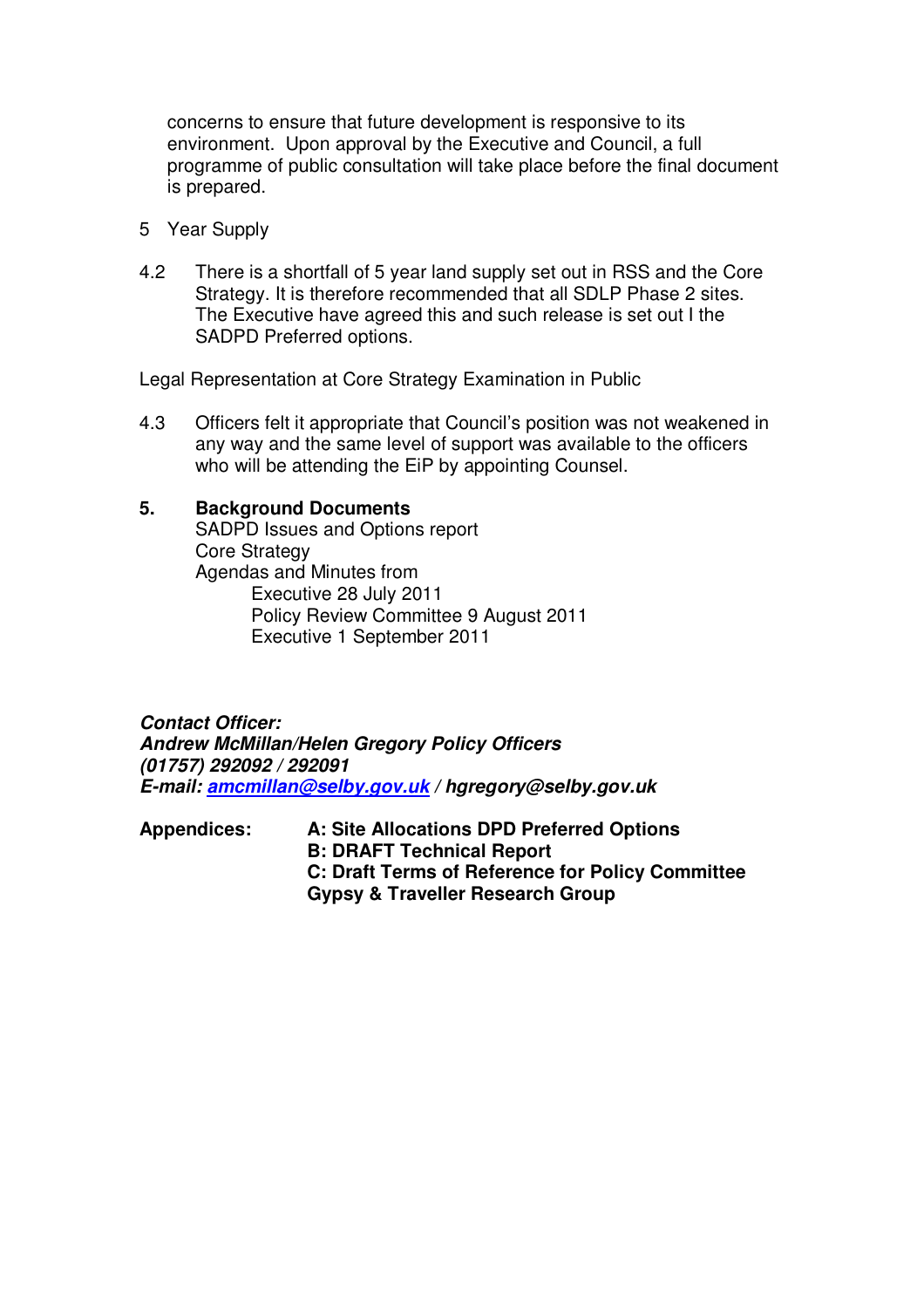concerns to ensure that future development is responsive to its environment. Upon approval by the Executive and Council, a full programme of public consultation will take place before the final document is prepared.

5 Year Supply

4.2 There is a shortfall of 5 year land supply set out in RSS and the Core Strategy. It is therefore recommended that all SDLP Phase 2 sites. The Executive have agreed this and such release is set out I the SADPD Preferred options.

Legal Representation at Core Strategy Examination in Public

4.3 Officers felt it appropriate that Council's position was not weakened in any way and the same level of support was available to the officers who will be attending the EiP by appointing Counsel.

## 5. Background Documents

SADPD Issues and Options report
Core Strategy
Agendas and Minutes from
- Executive 28 July 2011
- Policy Review Committee 9 August 2011
- Executive 1 September 2011

***Contact Officer:***
***Andrew McMillan/Helen Gregory Policy Officers***
***(01757) 292092 / 292091***
***E-mail: amcmillan@selby.gov.uk / hgregory@selby.gov.uk***

**Appendices:**
**A: Site Allocations DPD Preferred Options**
**B: DRAFT Technical Report**
**C: Draft Terms of Reference for Policy Committee Gypsy & Traveller Research Group**